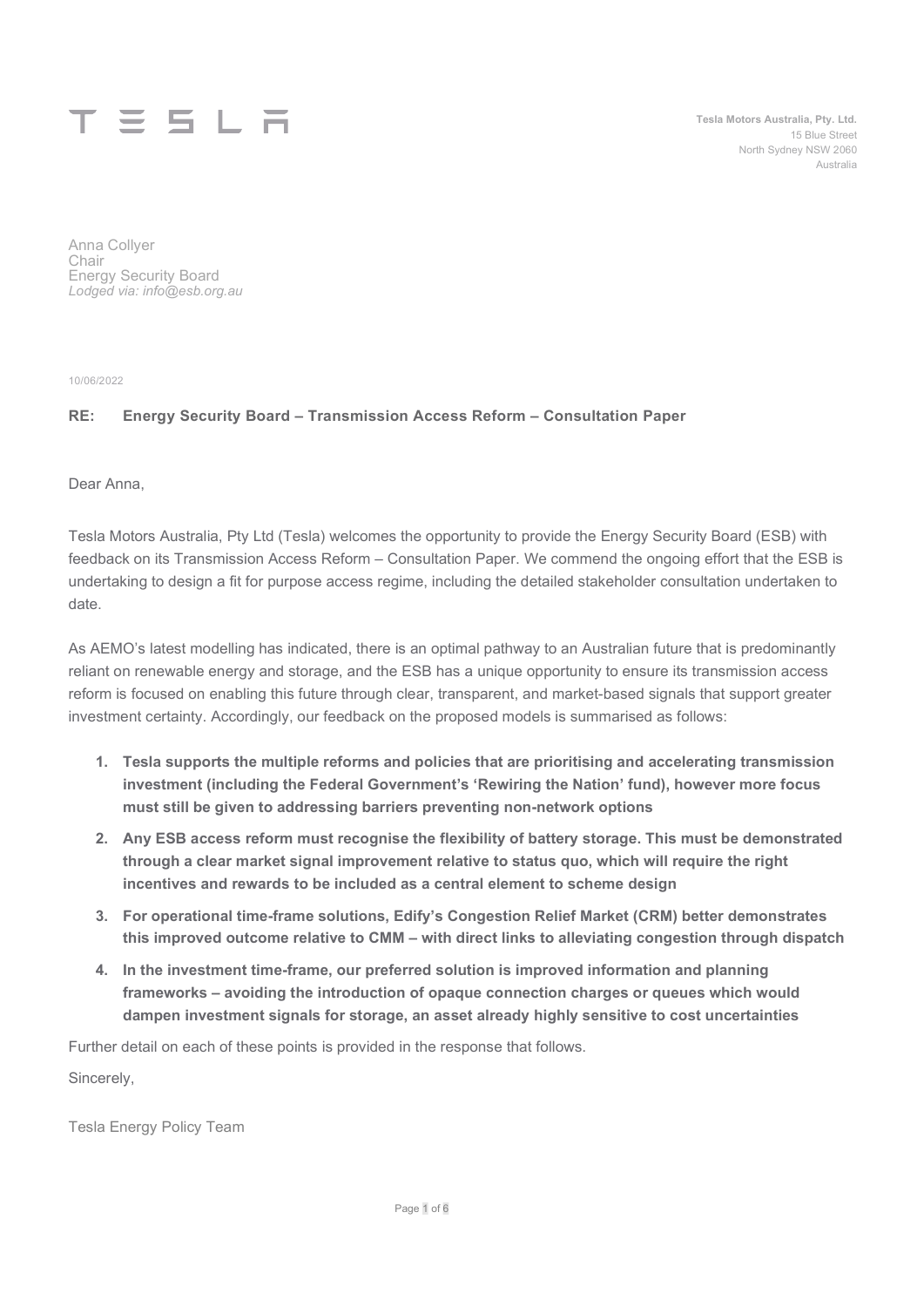TESLA

**Tesla Motors Australia, Pty. Ltd.**
15 Blue Street
North Sydney NSW 2060
Australia

Anna Collyer
Chair
Energy Security Board
*Lodged via: info@esb.org.au*

10/06/2022

**RE: Energy Security Board – Transmission Access Reform – Consultation Paper**

Dear Anna,

Tesla Motors Australia, Pty Ltd (Tesla) welcomes the opportunity to provide the Energy Security Board (ESB) with feedback on its Transmission Access Reform – Consultation Paper. We commend the ongoing effort that the ESB is undertaking to design a fit for purpose access regime, including the detailed stakeholder consultation undertaken to date.

As AEMO's latest modelling has indicated, there is an optimal pathway to an Australian future that is predominantly reliant on renewable energy and storage, and the ESB has a unique opportunity to ensure its transmission access reform is focused on enabling this future through clear, transparent, and market-based signals that support greater investment certainty. Accordingly, our feedback on the proposed models is summarised as follows:

1. **Tesla supports the multiple reforms and policies that are prioritising and accelerating transmission investment (including the Federal Government's 'Rewiring the Nation' fund), however more focus must still be given to addressing barriers preventing non-network options**
2. **Any ESB access reform must recognise the flexibility of battery storage. This must be demonstrated through a clear market signal improvement relative to status quo, which will require the right incentives and rewards to be included as a central element to scheme design**
3. **For operational time-frame solutions, Edify's Congestion Relief Market (CRM) better demonstrates this improved outcome relative to CMM – with direct links to alleviating congestion through dispatch**
4. **In the investment time-frame, our preferred solution is improved information and planning frameworks – avoiding the introduction of opaque connection charges or queues which would dampen investment signals for storage, an asset already highly sensitive to cost uncertainties**

Further detail on each of these points is provided in the response that follows.

Sincerely,

Tesla Energy Policy Team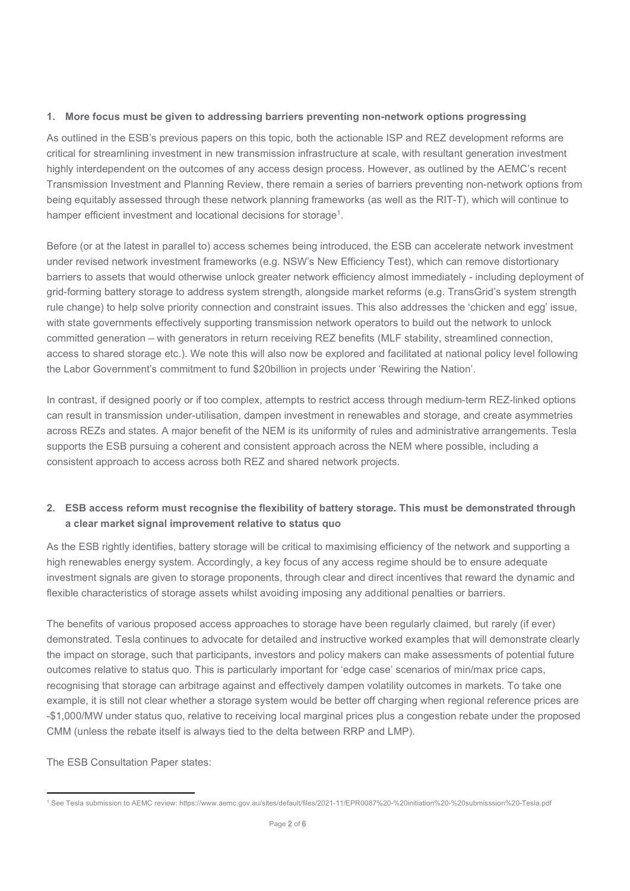### 1. More focus must be given to addressing barriers preventing non-network options progressing

As outlined in the ESB's previous papers on this topic, both the actionable ISP and REZ development reforms are critical for streamlining investment in new transmission infrastructure at scale, with resultant generation investment highly interdependent on the outcomes of any access design process. However, as outlined by the AEMC's recent Transmission Investment and Planning Review, there remain a series of barriers preventing non-network options from being equitably assessed through these network planning frameworks (as well as the RIT-T), which will continue to hamper efficient investment and locational decisions for storage[1].

Before (or at the latest in parallel to) access schemes being introduced, the ESB can accelerate network investment under revised network investment frameworks (e.g. NSW's New Efficiency Test), which can remove distortionary barriers to assets that would otherwise unlock greater network efficiency almost immediately - including deployment of grid-forming battery storage to address system strength, alongside market reforms (e.g. TransGrid's system strength rule change) to help solve priority connection and constraint issues. This also addresses the 'chicken and egg' issue, with state governments effectively supporting transmission network operators to build out the network to unlock committed generation – with generators in return receiving REZ benefits (MLF stability, streamlined connection, access to shared storage etc.). We note this will also now be explored and facilitated at national policy level following the Labor Government's commitment to fund $20billion in projects under 'Rewiring the Nation'.

In contrast, if designed poorly or if too complex, attempts to restrict access through medium-term REZ-linked options can result in transmission under-utilisation, dampen investment in renewables and storage, and create asymmetries across REZs and states. A major benefit of the NEM is its uniformity of rules and administrative arrangements. Tesla supports the ESB pursuing a coherent and consistent approach across the NEM where possible, including a consistent approach to access across both REZ and shared network projects.

### 2. ESB access reform must recognise the flexibility of battery storage. This must be demonstrated through a clear market signal improvement relative to status quo

As the ESB rightly identifies, battery storage will be critical to maximising efficiency of the network and supporting a high renewables energy system. Accordingly, a key focus of any access regime should be to ensure adequate investment signals are given to storage proponents, through clear and direct incentives that reward the dynamic and flexible characteristics of storage assets whilst avoiding imposing any additional penalties or barriers.

The benefits of various proposed access approaches to storage have been regularly claimed, but rarely (if ever) demonstrated. Tesla continues to advocate for detailed and instructive worked examples that will demonstrate clearly the impact on storage, such that participants, investors and policy makers can make assessments of potential future outcomes relative to status quo. This is particularly important for 'edge case' scenarios of min/max price caps, recognising that storage can arbitrage against and effectively dampen volatility outcomes in markets. To take one example, it is still not clear whether a storage system would be better off charging when regional reference prices are -$1,000/MW under status quo, relative to receiving local marginal prices plus a congestion rebate under the proposed CMM (unless the rebate itself is always tied to the delta between RRP and LMP).

The ESB Consultation Paper states:

[1] See Tesla submission to AEMC review: https://www.aemc.gov.au/sites/default/files/2021-11/EPR0087%20-%20initiation%20-%20submisssion%20-Tesla.pdf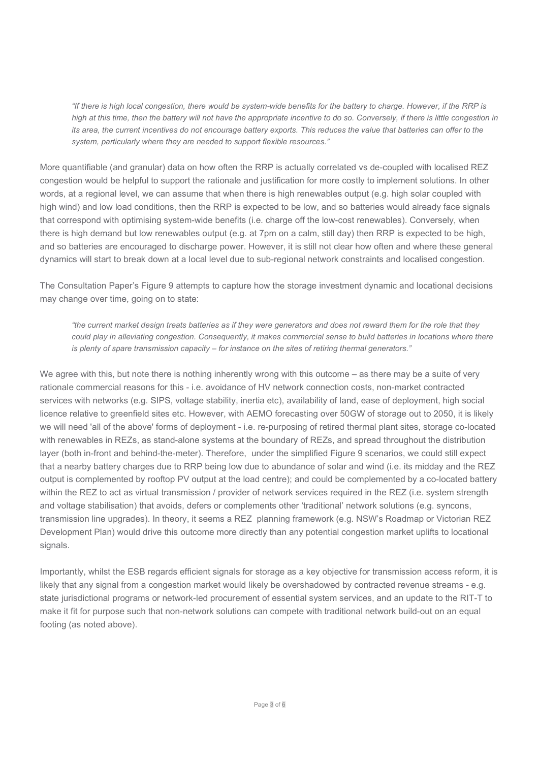> *"If there is high local congestion, there would be system-wide benefits for the battery to charge. However, if the RRP is high at this time, then the battery will not have the appropriate incentive to do so. Conversely, if there is little congestion in its area, the current incentives do not encourage battery exports. This reduces the value that batteries can offer to the system, particularly where they are needed to support flexible resources."*

More quantifiable (and granular) data on how often the RRP is actually correlated vs de-coupled with localised REZ congestion would be helpful to support the rationale and justification for more costly to implement solutions. In other words, at a regional level, we can assume that when there is high renewables output (e.g. high solar coupled with high wind) and low load conditions, then the RRP is expected to be low, and so batteries would already face signals that correspond with optimising system-wide benefits (i.e. charge off the low-cost renewables). Conversely, when there is high demand but low renewables output (e.g. at 7pm on a calm, still day) then RRP is expected to be high, and so batteries are encouraged to discharge power. However, it is still not clear how often and where these general dynamics will start to break down at a local level due to sub-regional network constraints and localised congestion.

The Consultation Paper's Figure 9 attempts to capture how the storage investment dynamic and locational decisions may change over time, going on to state:

> *"the current market design treats batteries as if they were generators and does not reward them for the role that they could play in alleviating congestion. Consequently, it makes commercial sense to build batteries in locations where there is plenty of spare transmission capacity – for instance on the sites of retiring thermal generators."*

We agree with this, but note there is nothing inherently wrong with this outcome – as there may be a suite of very rationale commercial reasons for this - i.e. avoidance of HV network connection costs, non-market contracted services with networks (e.g. SIPS, voltage stability, inertia etc), availability of land, ease of deployment, high social licence relative to greenfield sites etc. However, with AEMO forecasting over 50GW of storage out to 2050, it is likely we will need 'all of the above' forms of deployment - i.e. re-purposing of retired thermal plant sites, storage co-located with renewables in REZs, as stand-alone systems at the boundary of REZs, and spread throughout the distribution layer (both in-front and behind-the-meter). Therefore, under the simplified Figure 9 scenarios, we could still expect that a nearby battery charges due to RRP being low due to abundance of solar and wind (i.e. its midday and the REZ output is complemented by rooftop PV output at the load centre); and could be complemented by a co-located battery within the REZ to act as virtual transmission / provider of network services required in the REZ (i.e. system strength and voltage stabilisation) that avoids, defers or complements other 'traditional' network solutions (e.g. syncons, transmission line upgrades). In theory, it seems a REZ planning framework (e.g. NSW's Roadmap or Victorian REZ Development Plan) would drive this outcome more directly than any potential congestion market uplifts to locational signals.

Importantly, whilst the ESB regards efficient signals for storage as a key objective for transmission access reform, it is likely that any signal from a congestion market would likely be overshadowed by contracted revenue streams - e.g. state jurisdictional programs or network-led procurement of essential system services, and an update to the RIT-T to make it fit for purpose such that non-network solutions can compete with traditional network build-out on an equal footing (as noted above).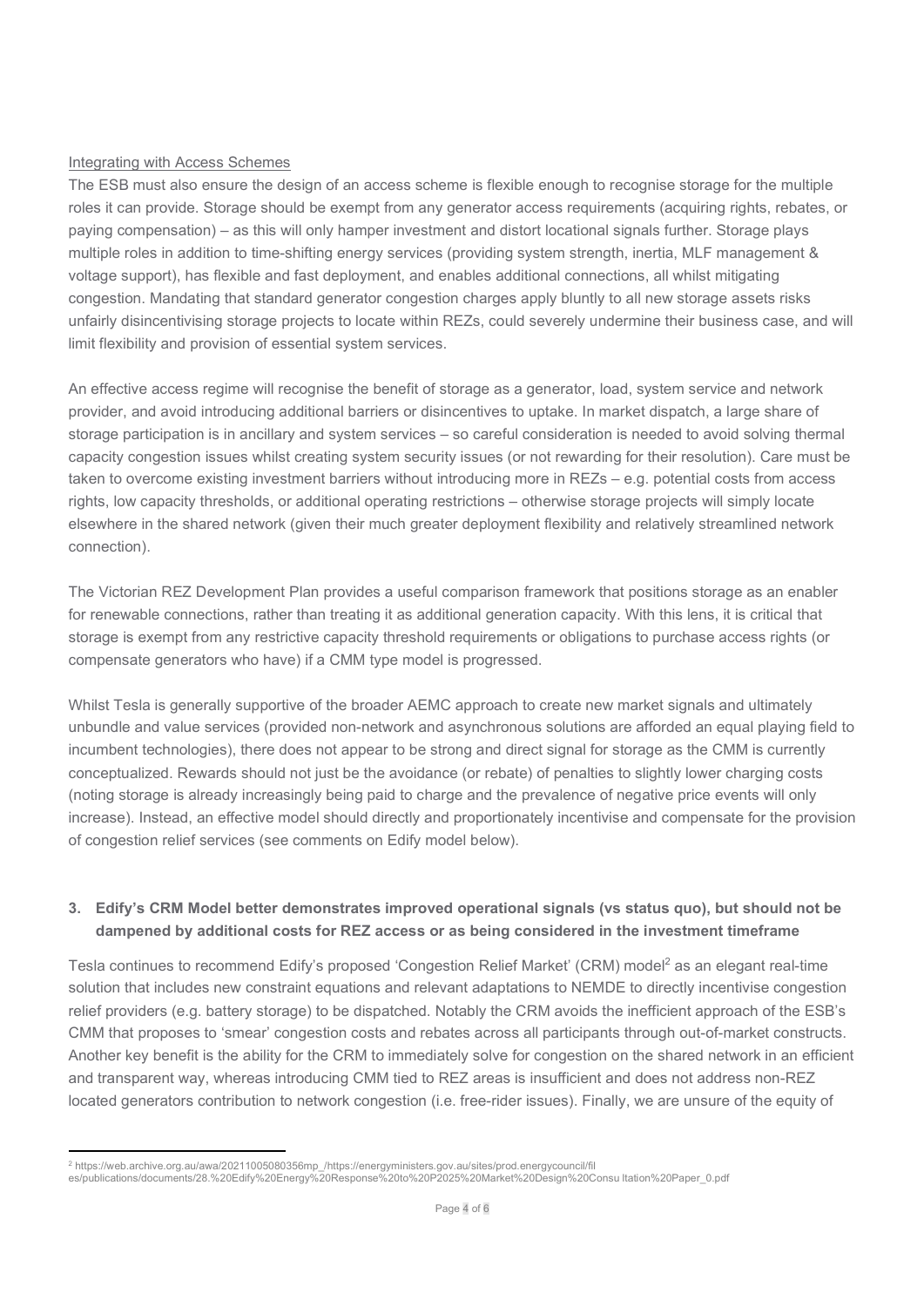Integrating with Access Schemes

The ESB must also ensure the design of an access scheme is flexible enough to recognise storage for the multiple roles it can provide. Storage should be exempt from any generator access requirements (acquiring rights, rebates, or paying compensation) – as this will only hamper investment and distort locational signals further. Storage plays multiple roles in addition to time-shifting energy services (providing system strength, inertia, MLF management & voltage support), has flexible and fast deployment, and enables additional connections, all whilst mitigating congestion. Mandating that standard generator congestion charges apply bluntly to all new storage assets risks unfairly disincentivising storage projects to locate within REZs, could severely undermine their business case, and will limit flexibility and provision of essential system services.

An effective access regime will recognise the benefit of storage as a generator, load, system service and network provider, and avoid introducing additional barriers or disincentives to uptake. In market dispatch, a large share of storage participation is in ancillary and system services – so careful consideration is needed to avoid solving thermal capacity congestion issues whilst creating system security issues (or not rewarding for their resolution). Care must be taken to overcome existing investment barriers without introducing more in REZs – e.g. potential costs from access rights, low capacity thresholds, or additional operating restrictions – otherwise storage projects will simply locate elsewhere in the shared network (given their much greater deployment flexibility and relatively streamlined network connection).

The Victorian REZ Development Plan provides a useful comparison framework that positions storage as an enabler for renewable connections, rather than treating it as additional generation capacity. With this lens, it is critical that storage is exempt from any restrictive capacity threshold requirements or obligations to purchase access rights (or compensate generators who have) if a CMM type model is progressed.

Whilst Tesla is generally supportive of the broader AEMC approach to create new market signals and ultimately unbundle and value services (provided non-network and asynchronous solutions are afforded an equal playing field to incumbent technologies), there does not appear to be strong and direct signal for storage as the CMM is currently conceptualized. Rewards should not just be the avoidance (or rebate) of penalties to slightly lower charging costs (noting storage is already increasingly being paid to charge and the prevalence of negative price events will only increase). Instead, an effective model should directly and proportionately incentivise and compensate for the provision of congestion relief services (see comments on Edify model below).

### 3. Edify's CRM Model better demonstrates improved operational signals (vs status quo), but should not be dampened by additional costs for REZ access or as being considered in the investment timeframe

Tesla continues to recommend Edify's proposed 'Congestion Relief Market' (CRM) model[2] as an elegant real-time solution that includes new constraint equations and relevant adaptations to NEMDE to directly incentivise congestion relief providers (e.g. battery storage) to be dispatched. Notably the CRM avoids the inefficient approach of the ESB's CMM that proposes to 'smear' congestion costs and rebates across all participants through out-of-market constructs. Another key benefit is the ability for the CRM to immediately solve for congestion on the shared network in an efficient and transparent way, whereas introducing CMM tied to REZ areas is insufficient and does not address non-REZ located generators contribution to network congestion (i.e. free-rider issues). Finally, we are unsure of the equity of

---

[2] https://web.archive.org.au/awa/20211005080356mp_/https://energyministers.gov.au/sites/prod.energycouncil/files/publications/documents/28.%20Edify%20Energy%20Response%20to%20P2025%20Market%20Design%20Consu ltation%20Paper_0.pdf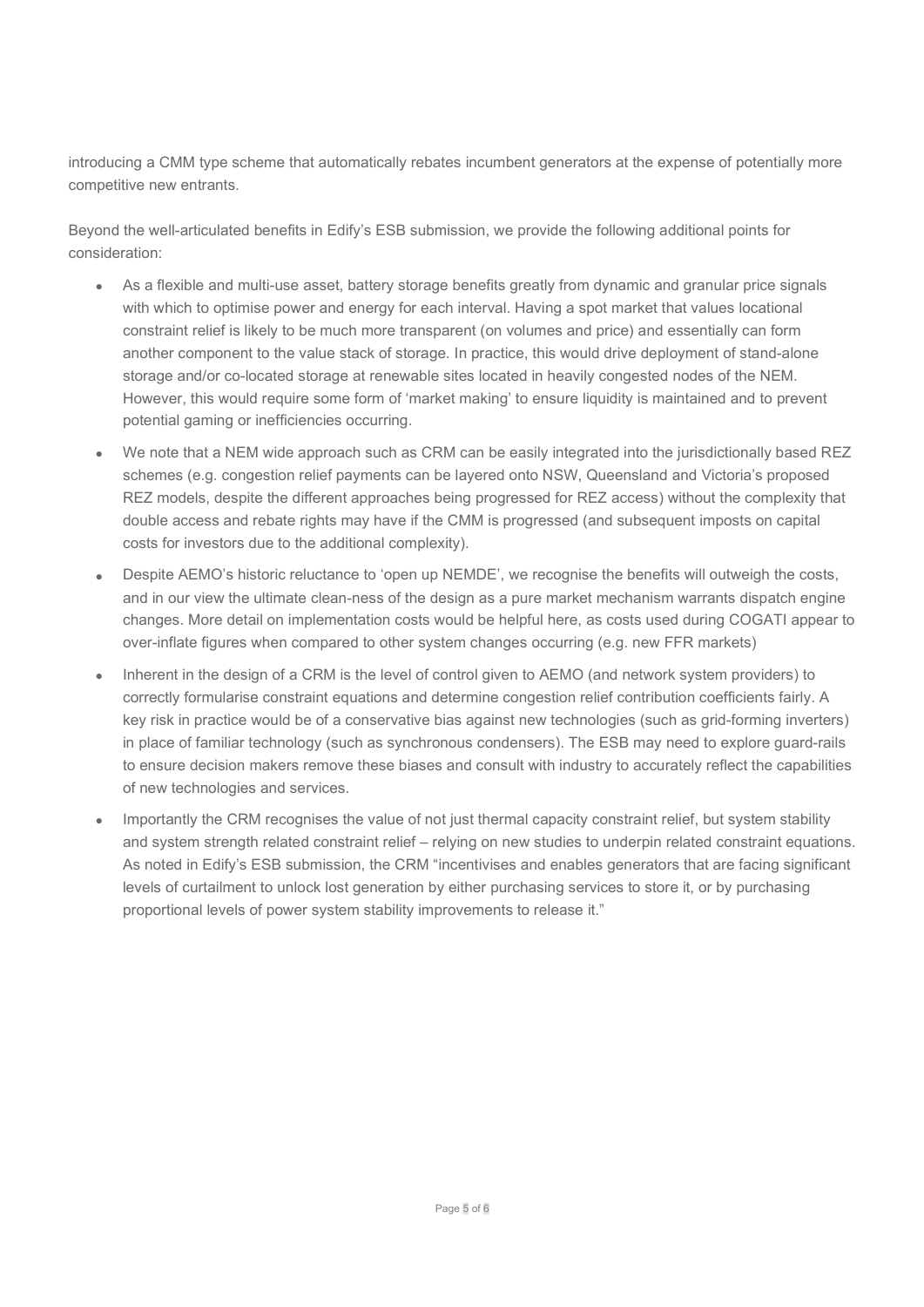introducing a CMM type scheme that automatically rebates incumbent generators at the expense of potentially more competitive new entrants.

Beyond the well-articulated benefits in Edify's ESB submission, we provide the following additional points for consideration:

- As a flexible and multi-use asset, battery storage benefits greatly from dynamic and granular price signals with which to optimise power and energy for each interval. Having a spot market that values locational constraint relief is likely to be much more transparent (on volumes and price) and essentially can form another component to the value stack of storage. In practice, this would drive deployment of stand-alone storage and/or co-located storage at renewable sites located in heavily congested nodes of the NEM. However, this would require some form of 'market making' to ensure liquidity is maintained and to prevent potential gaming or inefficiencies occurring.
- We note that a NEM wide approach such as CRM can be easily integrated into the jurisdictionally based REZ schemes (e.g. congestion relief payments can be layered onto NSW, Queensland and Victoria's proposed REZ models, despite the different approaches being progressed for REZ access) without the complexity that double access and rebate rights may have if the CMM is progressed (and subsequent imposts on capital costs for investors due to the additional complexity).
- Despite AEMO's historic reluctance to 'open up NEMDE', we recognise the benefits will outweigh the costs, and in our view the ultimate clean-ness of the design as a pure market mechanism warrants dispatch engine changes. More detail on implementation costs would be helpful here, as costs used during COGATI appear to over-inflate figures when compared to other system changes occurring (e.g. new FFR markets)
- Inherent in the design of a CRM is the level of control given to AEMO (and network system providers) to correctly formularise constraint equations and determine congestion relief contribution coefficients fairly. A key risk in practice would be of a conservative bias against new technologies (such as grid-forming inverters) in place of familiar technology (such as synchronous condensers). The ESB may need to explore guard-rails to ensure decision makers remove these biases and consult with industry to accurately reflect the capabilities of new technologies and services.
- Importantly the CRM recognises the value of not just thermal capacity constraint relief, but system stability and system strength related constraint relief – relying on new studies to underpin related constraint equations. As noted in Edify's ESB submission, the CRM "incentivises and enables generators that are facing significant levels of curtailment to unlock lost generation by either purchasing services to store it, or by purchasing proportional levels of power system stability improvements to release it."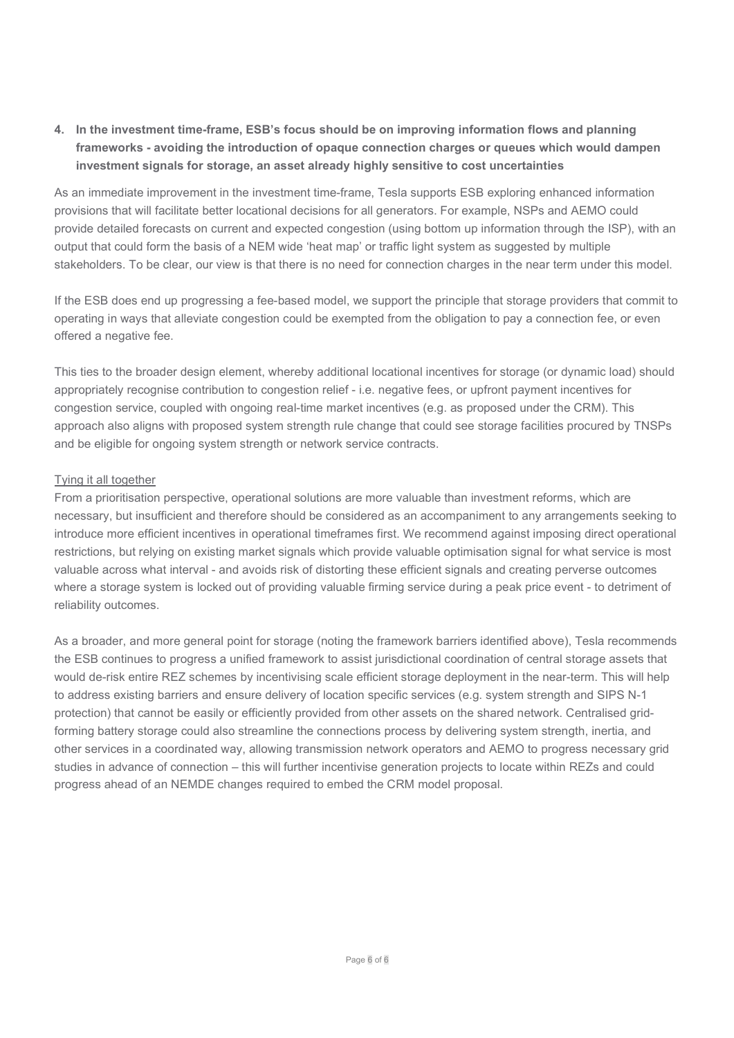4. **In the investment time-frame, ESB's focus should be on improving information flows and planning frameworks - avoiding the introduction of opaque connection charges or queues which would dampen investment signals for storage, an asset already highly sensitive to cost uncertainties**

As an immediate improvement in the investment time-frame, Tesla supports ESB exploring enhanced information provisions that will facilitate better locational decisions for all generators. For example, NSPs and AEMO could provide detailed forecasts on current and expected congestion (using bottom up information through the ISP), with an output that could form the basis of a NEM wide 'heat map' or traffic light system as suggested by multiple stakeholders. To be clear, our view is that there is no need for connection charges in the near term under this model.

If the ESB does end up progressing a fee-based model, we support the principle that storage providers that commit to operating in ways that alleviate congestion could be exempted from the obligation to pay a connection fee, or even offered a negative fee.

This ties to the broader design element, whereby additional locational incentives for storage (or dynamic load) should appropriately recognise contribution to congestion relief - i.e. negative fees, or upfront payment incentives for congestion service, coupled with ongoing real-time market incentives (e.g. as proposed under the CRM). This approach also aligns with proposed system strength rule change that could see storage facilities procured by TNSPs and be eligible for ongoing system strength or network service contracts.

<u>Tying it all together</u>

From a prioritisation perspective, operational solutions are more valuable than investment reforms, which are necessary, but insufficient and therefore should be considered as an accompaniment to any arrangements seeking to introduce more efficient incentives in operational timeframes first. We recommend against imposing direct operational restrictions, but relying on existing market signals which provide valuable optimisation signal for what service is most valuable across what interval - and avoids risk of distorting these efficient signals and creating perverse outcomes where a storage system is locked out of providing valuable firming service during a peak price event - to detriment of reliability outcomes.

As a broader, and more general point for storage (noting the framework barriers identified above), Tesla recommends the ESB continues to progress a unified framework to assist jurisdictional coordination of central storage assets that would de-risk entire REZ schemes by incentivising scale efficient storage deployment in the near-term. This will help to address existing barriers and ensure delivery of location specific services (e.g. system strength and SIPS N-1 protection) that cannot be easily or efficiently provided from other assets on the shared network. Centralised grid-forming battery storage could also streamline the connections process by delivering system strength, inertia, and other services in a coordinated way, allowing transmission network operators and AEMO to progress necessary grid studies in advance of connection – this will further incentivise generation projects to locate within REZs and could progress ahead of an NEMDE changes required to embed the CRM model proposal.